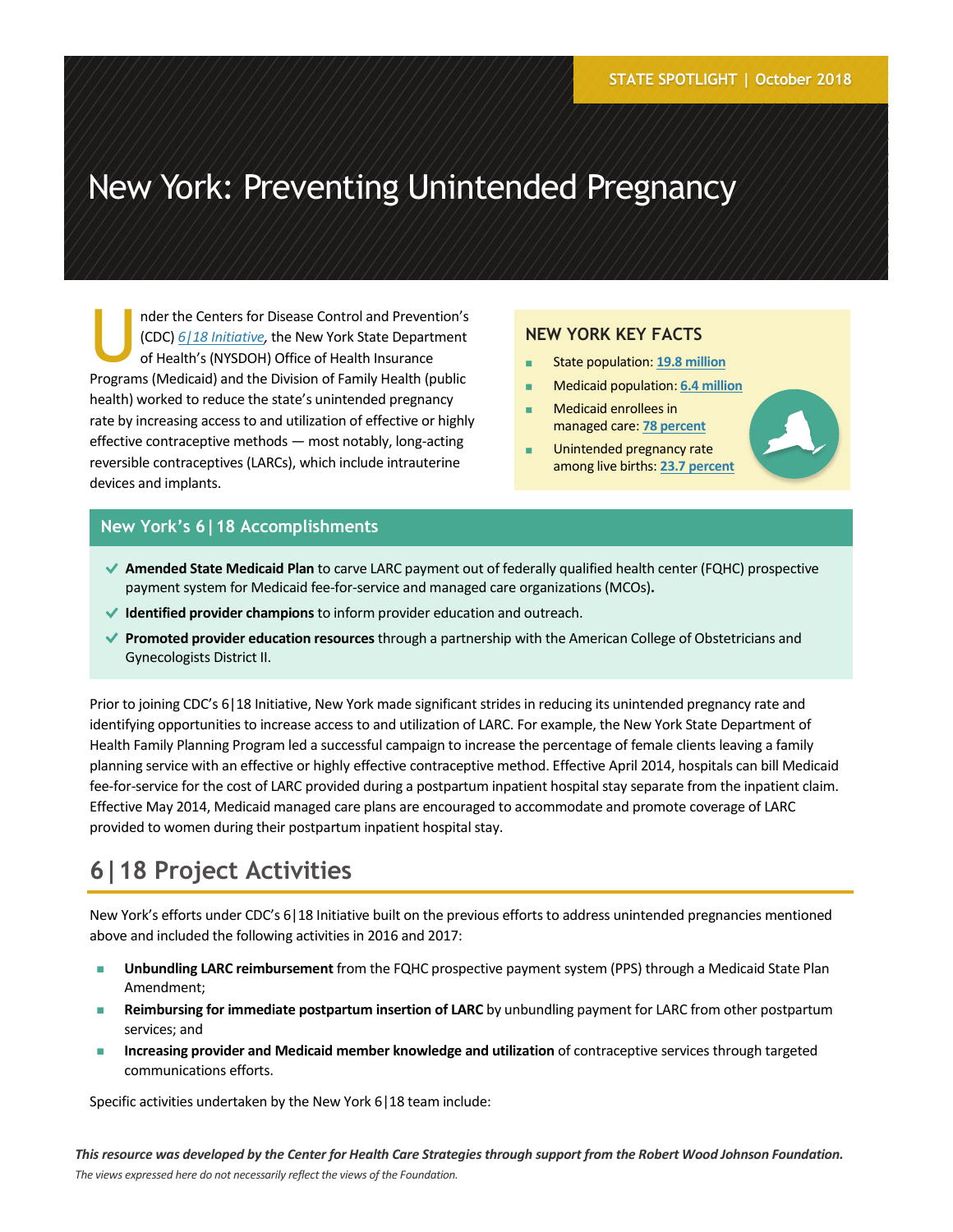STATE SPOTLIGHT | October 2018

# New York: Preventing Unintended Pregnancy

Under the Centers for Disease Control and Prevention's (CDC) *6|18 Initiative*, the New York State Department of Health's (NYSDOH) Office of Health Insurance Programs (Medicaid) and the Division of Family Health (public health) worked to reduce the state's unintended pregnancy rate by increasing access to and utilization of effective or highly effective contraceptive methods — most notably, long-acting reversible contraceptives (LARCs), which include intrauterine devices and implants.

### NEW YORK KEY FACTS

- State population: **19.8 million**
- Medicaid population: **6.4 million**
- Medicaid enrollees in managed care: **78 percent**
- Unintended pregnancy rate among live births: **23.7 percent**

## New York's 6|18 Accomplishments

- ✔ **Amended State Medicaid Plan** to carve LARC payment out of federally qualified health center (FQHC) prospective payment system for Medicaid fee-for-service and managed care organizations (MCOs)**.**
- ✔ **Identified provider champions** to inform provider education and outreach.
- ✔ **Promoted provider education resources** through a partnership with the American College of Obstetricians and Gynecologists District II.

Prior to joining CDC's 6|18 Initiative, New York made significant strides in reducing its unintended pregnancy rate and identifying opportunities to increase access to and utilization of LARC. For example, the New York State Department of Health Family Planning Program led a successful campaign to increase the percentage of female clients leaving a family planning service with an effective or highly effective contraceptive method. Effective April 2014, hospitals can bill Medicaid fee-for-service for the cost of LARC provided during a postpartum inpatient hospital stay separate from the inpatient claim. Effective May 2014, Medicaid managed care plans are encouraged to accommodate and promote coverage of LARC provided to women during their postpartum inpatient hospital stay.

## 6|18 Project Activities

New York's efforts under CDC's 6|18 Initiative built on the previous efforts to address unintended pregnancies mentioned above and included the following activities in 2016 and 2017:

- **Unbundling LARC reimbursement** from the FQHC prospective payment system (PPS) through a Medicaid State Plan Amendment;
- **Reimbursing for immediate postpartum insertion of LARC** by unbundling payment for LARC from other postpartum services; and
- **Increasing provider and Medicaid member knowledge and utilization** of contraceptive services through targeted communications efforts.

Specific activities undertaken by the New York 6|18 team include:

***This resource was developed by the Center for Health Care Strategies through support from the Robert Wood Johnson Foundation.***
*The views expressed here do not necessarily reflect the views of the Foundation.*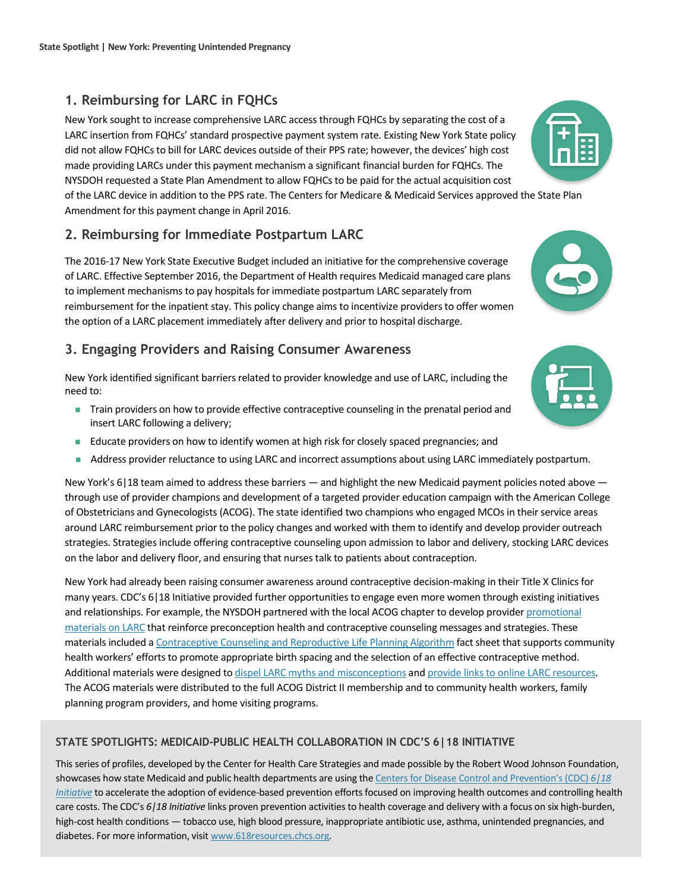## 1. Reimbursing for LARC in FQHCs

New York sought to increase comprehensive LARC access through FQHCs by separating the cost of a LARC insertion from FQHCs' standard prospective payment system rate. Existing New York State policy did not allow FQHCs to bill for LARC devices outside of their PPS rate; however, the devices' high cost made providing LARCs under this payment mechanism a significant financial burden for FQHCs. The NYSDOH requested a State Plan Amendment to allow FQHCs to be paid for the actual acquisition cost of the LARC device in addition to the PPS rate. The Centers for Medicare & Medicaid Services approved the State Plan Amendment for this payment change in April 2016.

## 2. Reimbursing for Immediate Postpartum LARC

The 2016-17 New York State Executive Budget included an initiative for the comprehensive coverage of LARC. Effective September 2016, the Department of Health requires Medicaid managed care plans to implement mechanisms to pay hospitals for immediate postpartum LARC separately from reimbursement for the inpatient stay. This policy change aims to incentivize providers to offer women the option of a LARC placement immediately after delivery and prior to hospital discharge.

## 3. Engaging Providers and Raising Consumer Awareness

New York identified significant barriers related to provider knowledge and use of LARC, including the need to:

- Train providers on how to provide effective contraceptive counseling in the prenatal period and insert LARC following a delivery;
- Educate providers on how to identify women at high risk for closely spaced pregnancies; and
- Address provider reluctance to using LARC and incorrect assumptions about using LARC immediately postpartum.

New York's 6|18 team aimed to address these barriers — and highlight the new Medicaid payment policies noted above — through use of provider champions and development of a targeted provider education campaign with the American College of Obstetricians and Gynecologists (ACOG). The state identified two champions who engaged MCOs in their service areas around LARC reimbursement prior to the policy changes and worked with them to identify and develop provider outreach strategies. Strategies include offering contraceptive counseling upon admission to labor and delivery, stocking LARC devices on the labor and delivery floor, and ensuring that nurses talk to patients about contraception.

New York had already been raising consumer awareness around contraceptive decision-making in their Title X Clinics for many years. CDC's 6|18 Initiative provided further opportunities to engage even more women through existing initiatives and relationships. For example, the NYSDOH partnered with the local ACOG chapter to develop provider promotional materials on LARC that reinforce preconception health and contraceptive counseling messages and strategies. These materials included a Contraceptive Counseling and Reproductive Life Planning Algorithm fact sheet that supports community health workers' efforts to promote appropriate birth spacing and the selection of an effective contraceptive method. Additional materials were designed to dispel LARC myths and misconceptions and provide links to online LARC resources. The ACOG materials were distributed to the full ACOG District II membership and to community health workers, family planning program providers, and home visiting programs.

### STATE SPOTLIGHTS: MEDICAID-PUBLIC HEALTH COLLABORATION IN CDC'S 6|18 INITIATIVE

This series of profiles, developed by the Center for Health Care Strategies and made possible by the Robert Wood Johnson Foundation, showcases how state Medicaid and public health departments are using the Centers for Disease Control and Prevention's (CDC) *6|18 Initiative* to accelerate the adoption of evidence-based prevention efforts focused on improving health outcomes and controlling health care costs. The CDC's *6|18 Initiative* links proven prevention activities to health coverage and delivery with a focus on six high-burden, high-cost health conditions — tobacco use, high blood pressure, inappropriate antibiotic use, asthma, unintended pregnancies, and diabetes. For more information, visit www.618resources.chcs.org.